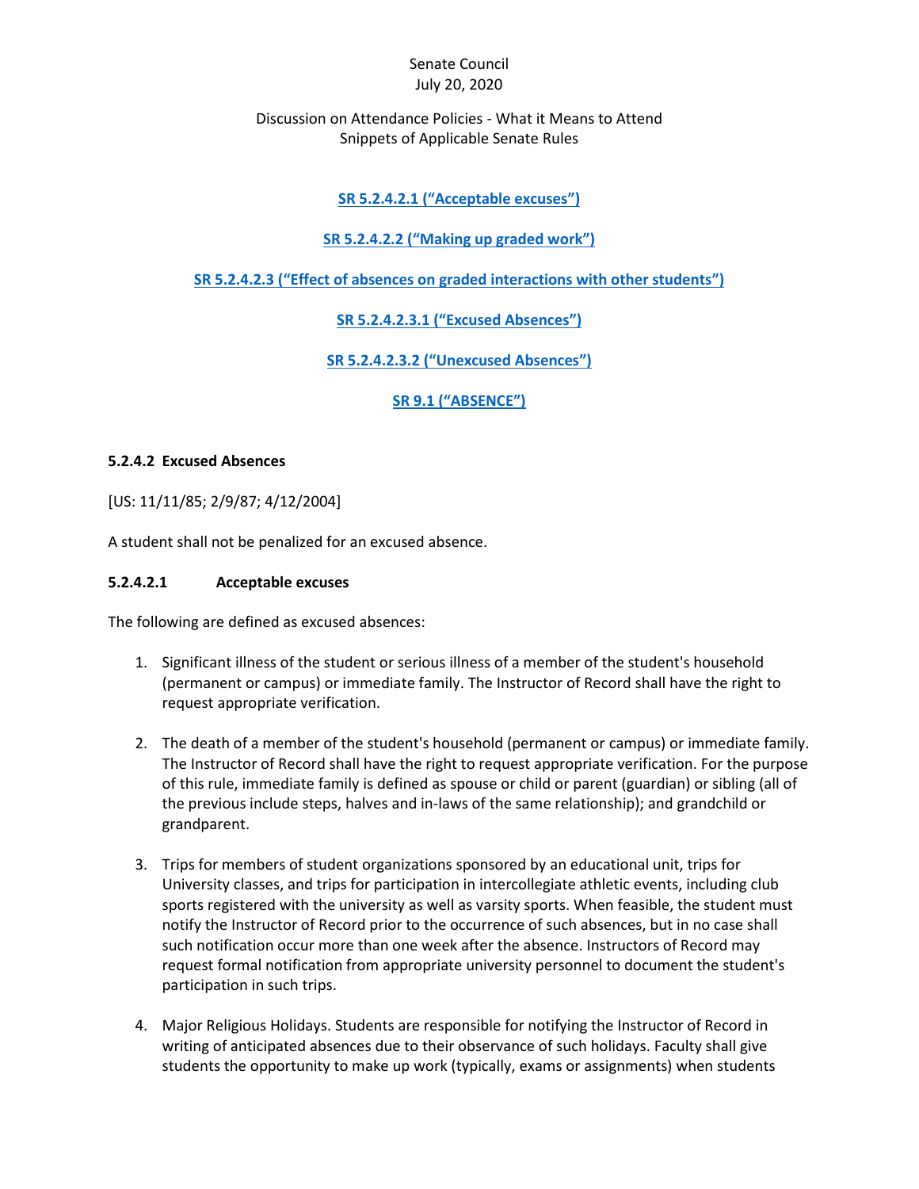Senate Council
July 20, 2020

Discussion on Attendance Policies - What it Means to Attend
Snippets of Applicable Senate Rules

**SR 5.2.4.2.1 ("Acceptable excuses")**

**SR 5.2.4.2.2 ("Making up graded work")**

**SR 5.2.4.2.3 ("Effect of absences on graded interactions with other students")**

**SR 5.2.4.2.3.1 ("Excused Absences")**

**SR 5.2.4.2.3.2 ("Unexcused Absences")**

**SR 9.1 ("ABSENCE")**

### 5.2.4.2 Excused Absences

[US: 11/11/85; 2/9/87; 4/12/2004]

A student shall not be penalized for an excused absence.

#### 5.2.4.2.1 Acceptable excuses

The following are defined as excused absences:

1. Significant illness of the student or serious illness of a member of the student's household (permanent or campus) or immediate family. The Instructor of Record shall have the right to request appropriate verification.

2. The death of a member of the student's household (permanent or campus) or immediate family. The Instructor of Record shall have the right to request appropriate verification. For the purpose of this rule, immediate family is defined as spouse or child or parent (guardian) or sibling (all of the previous include steps, halves and in-laws of the same relationship); and grandchild or grandparent.

3. Trips for members of student organizations sponsored by an educational unit, trips for University classes, and trips for participation in intercollegiate athletic events, including club sports registered with the university as well as varsity sports. When feasible, the student must notify the Instructor of Record prior to the occurrence of such absences, but in no case shall such notification occur more than one week after the absence. Instructors of Record may request formal notification from appropriate university personnel to document the student's participation in such trips.

4. Major Religious Holidays. Students are responsible for notifying the Instructor of Record in writing of anticipated absences due to their observance of such holidays. Faculty shall give students the opportunity to make up work (typically, exams or assignments) when students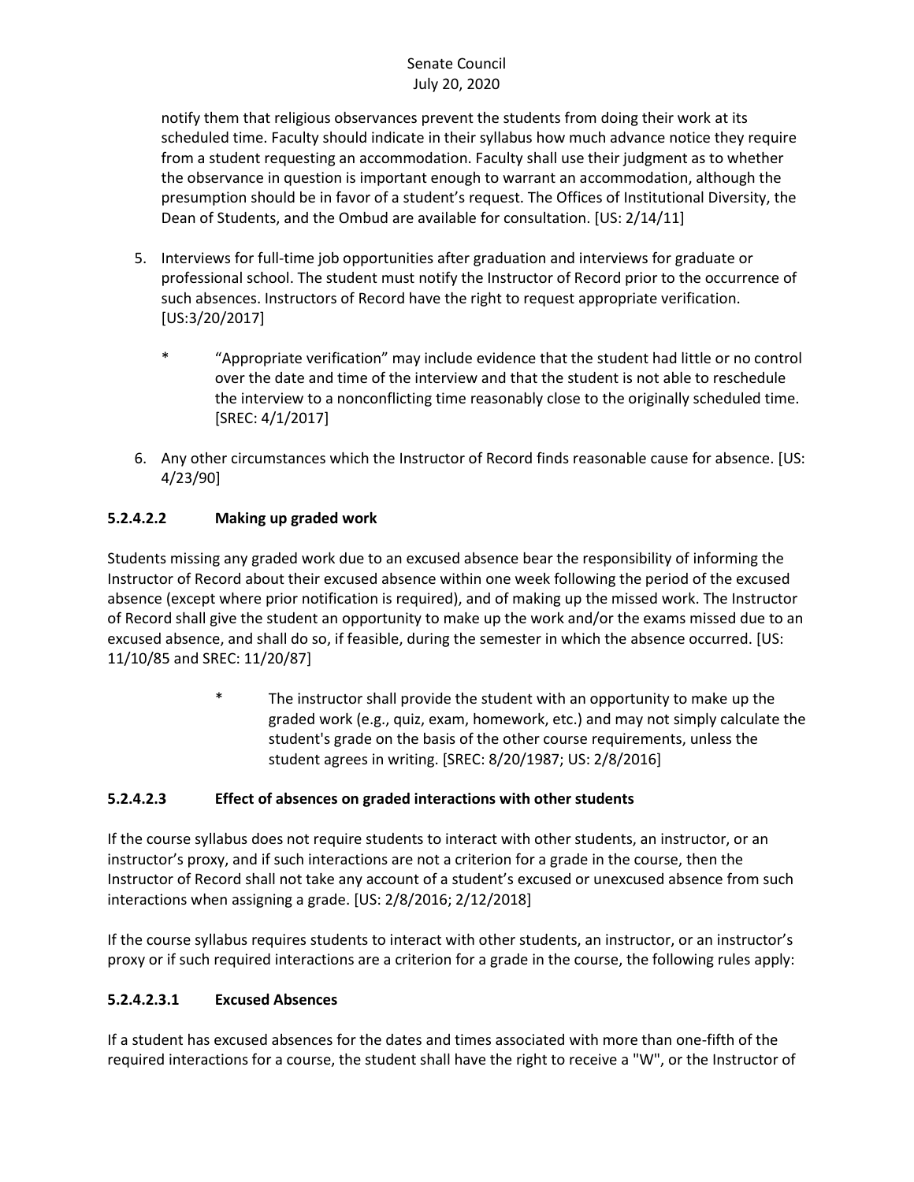notify them that religious observances prevent the students from doing their work at its scheduled time. Faculty should indicate in their syllabus how much advance notice they require from a student requesting an accommodation. Faculty shall use their judgment as to whether the observance in question is important enough to warrant an accommodation, although the presumption should be in favor of a student's request. The Offices of Institutional Diversity, the Dean of Students, and the Ombud are available for consultation. [US: 2/14/11]

5. Interviews for full-time job opportunities after graduation and interviews for graduate or professional school. The student must notify the Instructor of Record prior to the occurrence of such absences. Instructors of Record have the right to request appropriate verification. [US:3/20/2017]

   \* "Appropriate verification" may include evidence that the student had little or no control over the date and time of the interview and that the student is not able to reschedule the interview to a nonconflicting time reasonably close to the originally scheduled time. [SREC: 4/1/2017]

6. Any other circumstances which the Instructor of Record finds reasonable cause for absence. [US: 4/23/90]

### 5.2.4.2.2 Making up graded work

Students missing any graded work due to an excused absence bear the responsibility of informing the Instructor of Record about their excused absence within one week following the period of the excused absence (except where prior notification is required), and of making up the missed work. The Instructor of Record shall give the student an opportunity to make up the work and/or the exams missed due to an excused absence, and shall do so, if feasible, during the semester in which the absence occurred. [US: 11/10/85 and SREC: 11/20/87]

> \* The instructor shall provide the student with an opportunity to make up the graded work (e.g., quiz, exam, homework, etc.) and may not simply calculate the student's grade on the basis of the other course requirements, unless the student agrees in writing. [SREC: 8/20/1987; US: 2/8/2016]

### 5.2.4.2.3 Effect of absences on graded interactions with other students

If the course syllabus does not require students to interact with other students, an instructor, or an instructor's proxy, and if such interactions are not a criterion for a grade in the course, then the Instructor of Record shall not take any account of a student's excused or unexcused absence from such interactions when assigning a grade. [US: 2/8/2016; 2/12/2018]

If the course syllabus requires students to interact with other students, an instructor, or an instructor's proxy or if such required interactions are a criterion for a grade in the course, the following rules apply:

### 5.2.4.2.3.1 Excused Absences

If a student has excused absences for the dates and times associated with more than one-fifth of the required interactions for a course, the student shall have the right to receive a "W", or the Instructor of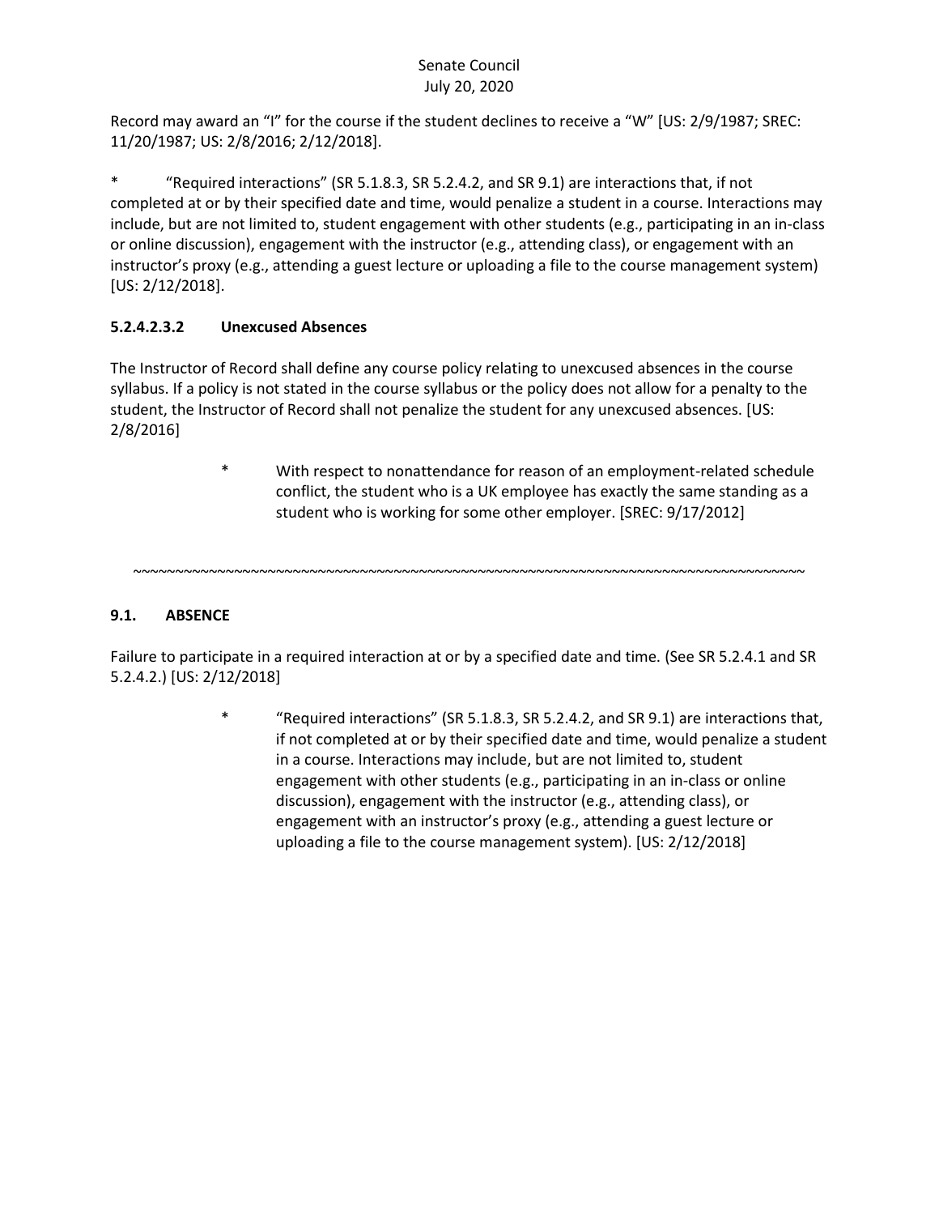Record may award an "I" for the course if the student declines to receive a "W" [US: 2/9/1987; SREC: 11/20/1987; US: 2/8/2016; 2/12/2018].

* "Required interactions" (SR 5.1.8.3, SR 5.2.4.2, and SR 9.1) are interactions that, if not completed at or by their specified date and time, would penalize a student in a course. Interactions may include, but are not limited to, student engagement with other students (e.g., participating in an in-class or online discussion), engagement with the instructor (e.g., attending class), or engagement with an instructor's proxy (e.g., attending a guest lecture or uploading a file to the course management system) [US: 2/12/2018].

### 5.2.4.2.3.2 Unexcused Absences

The Instructor of Record shall define any course policy relating to unexcused absences in the course syllabus. If a policy is not stated in the course syllabus or the policy does not allow for a penalty to the student, the Instructor of Record shall not penalize the student for any unexcused absences. [US: 2/8/2016]

> * With respect to nonattendance for reason of an employment-related schedule conflict, the student who is a UK employee has exactly the same standing as a student who is working for some other employer. [SREC: 9/17/2012]

~~~~~~~~~~~~~~~~~~~~~~~~~~~~~~~~~~~~~~~~~~~~~~~~~~~~~~~~~~~~~~~~~~~~~~~~~~~~~~~~~~~~

### 9.1. ABSENCE

Failure to participate in a required interaction at or by a specified date and time. (See SR 5.2.4.1 and SR 5.2.4.2.) [US: 2/12/2018]

> * "Required interactions" (SR 5.1.8.3, SR 5.2.4.2, and SR 9.1) are interactions that, if not completed at or by their specified date and time, would penalize a student in a course. Interactions may include, but are not limited to, student engagement with other students (e.g., participating in an in-class or online discussion), engagement with the instructor (e.g., attending class), or engagement with an instructor's proxy (e.g., attending a guest lecture or uploading a file to the course management system). [US: 2/12/2018]